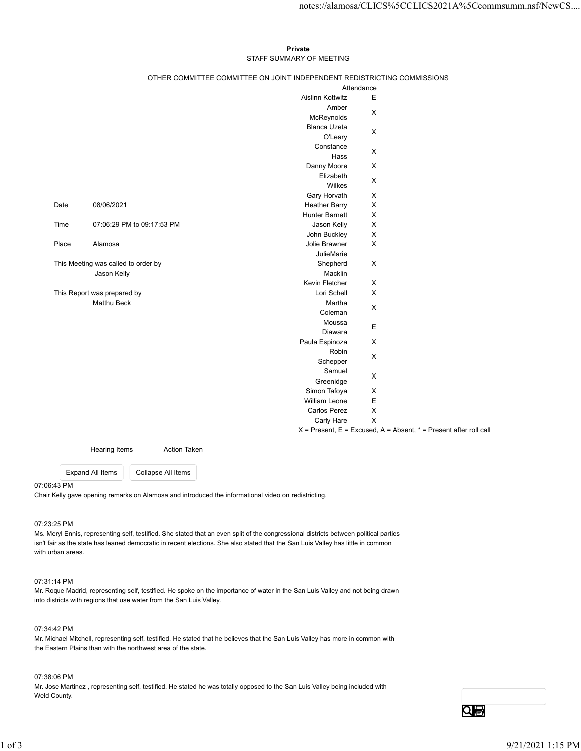**Private**

STAFF SUMMARY OF MEETING

OTHER COMMITTEE COMMITTEE ON JOINT INDEPENDENT REDISTRICTING COMMISSIONS

| | |
|---|---|
| Date | 08/06/2021 |
| Time | 07:06:29 PM to 09:17:53 PM |
| Place | Alamosa |

This Meeting was called to order by
Jason Kelly

This Report was prepared by
Matthu Beck

| Attendance | |
|---|---|
| Aislinn Kottwitz | E |
| Amber McReynolds | X |
| Blanca Uzeta O'Leary | X |
| Constance Hass | X |
| Danny Moore | X |
| Elizabeth Wilkes | X |
| Gary Horvath | X |
| Heather Barry | X |
| Hunter Barnett | X |
| Jason Kelly | X |
| John Buckley | X |
| Jolie Brawner | X |
| JulieMarie Shepherd Macklin | X |
| Kevin Fletcher | X |
| Lori Schell | X |
| Martha Coleman | X |
| Moussa Diawara | E |
| Paula Espinoza | X |
| Robin Schepper | X |
| Samuel Greenidge | X |
| Simon Tafoya | X |
| William Leone | E |
| Carlos Perez | X |
| Carly Hare | X |

X = Present, E = Excused, A = Absent, * = Present after roll call

| Hearing Items | Action Taken |
|---|---|

07:06:43 PM
Chair Kelly gave opening remarks on Alamosa and introduced the informational video on redistricting.

07:23:25 PM
Ms. Meryl Ennis, representing self, testified. She stated that an even split of the congressional districts between political parties isn't fair as the state has leaned democratic in recent elections. She also stated that the San Luis Valley has little in common with urban areas.

07:31:14 PM
Mr. Roque Madrid, representing self, testified. He spoke on the importance of water in the San Luis Valley and not being drawn into districts with regions that use water from the San Luis Valley.

07:34:42 PM
Mr. Michael Mitchell, representing self, testified. He stated that he believes that the San Luis Valley has more in common with the Eastern Plains than with the northwest area of the state.

07:38:06 PM
Mr. Jose Martinez , representing self, testified. He stated he was totally opposed to the San Luis Valley being included with Weld County.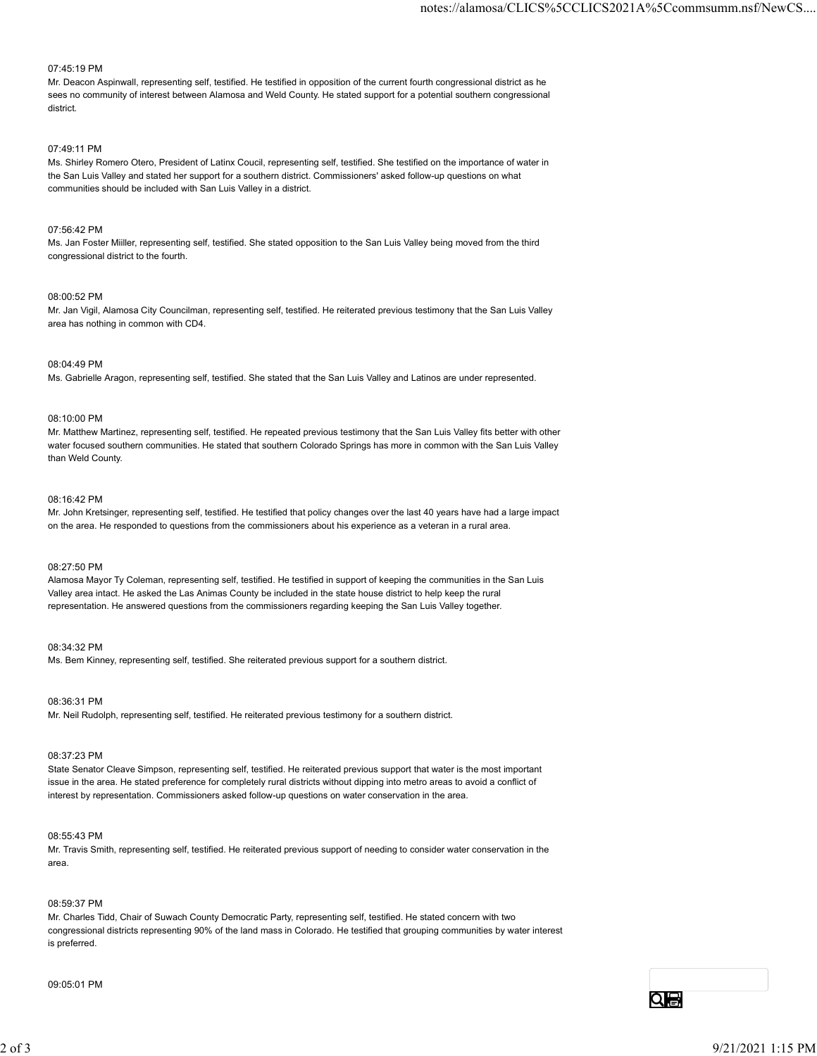07:45:19 PM

Mr. Deacon Aspinwall, representing self, testified. He testified in opposition of the current fourth congressional district as he sees no community of interest between Alamosa and Weld County. He stated support for a potential southern congressional district.

07:49:11 PM

Ms. Shirley Romero Otero, President of Latinx Coucil, representing self, testified. She testified on the importance of water in the San Luis Valley and stated her support for a southern district. Commissioners' asked follow-up questions on what communities should be included with San Luis Valley in a district.

07:56:42 PM

Ms. Jan Foster Miiller, representing self, testified. She stated opposition to the San Luis Valley being moved from the third congressional district to the fourth.

08:00:52 PM

Mr. Jan Vigil, Alamosa City Councilman, representing self, testified. He reiterated previous testimony that the San Luis Valley area has nothing in common with CD4.

08:04:49 PM

Ms. Gabrielle Aragon, representing self, testified. She stated that the San Luis Valley and Latinos are under represented.

08:10:00 PM

Mr. Matthew Martinez, representing self, testified. He repeated previous testimony that the San Luis Valley fits better with other water focused southern communities. He stated that southern Colorado Springs has more in common with the San Luis Valley than Weld County.

08:16:42 PM

Mr. John Kretsinger, representing self, testified. He testified that policy changes over the last 40 years have had a large impact on the area. He responded to questions from the commissioners about his experience as a veteran in a rural area.

08:27:50 PM

Alamosa Mayor Ty Coleman, representing self, testified. He testified in support of keeping the communities in the San Luis Valley area intact. He asked the Las Animas County be included in the state house district to help keep the rural representation. He answered questions from the commissioners regarding keeping the San Luis Valley together.

08:34:32 PM

Ms. Bem Kinney, representing self, testified. She reiterated previous support for a southern district.

08:36:31 PM

Mr. Neil Rudolph, representing self, testified. He reiterated previous testimony for a southern district.

08:37:23 PM

State Senator Cleave Simpson, representing self, testified. He reiterated previous support that water is the most important issue in the area. He stated preference for completely rural districts without dipping into metro areas to avoid a conflict of interest by representation. Commissioners asked follow-up questions on water conservation in the area.

08:55:43 PM

Mr. Travis Smith, representing self, testified. He reiterated previous support of needing to consider water conservation in the area.

08:59:37 PM

Mr. Charles Tidd, Chair of Suwach County Democratic Party, representing self, testified. He stated concern with two congressional districts representing 90% of the land mass in Colorado. He testified that grouping communities by water interest is preferred.

09:05:01 PM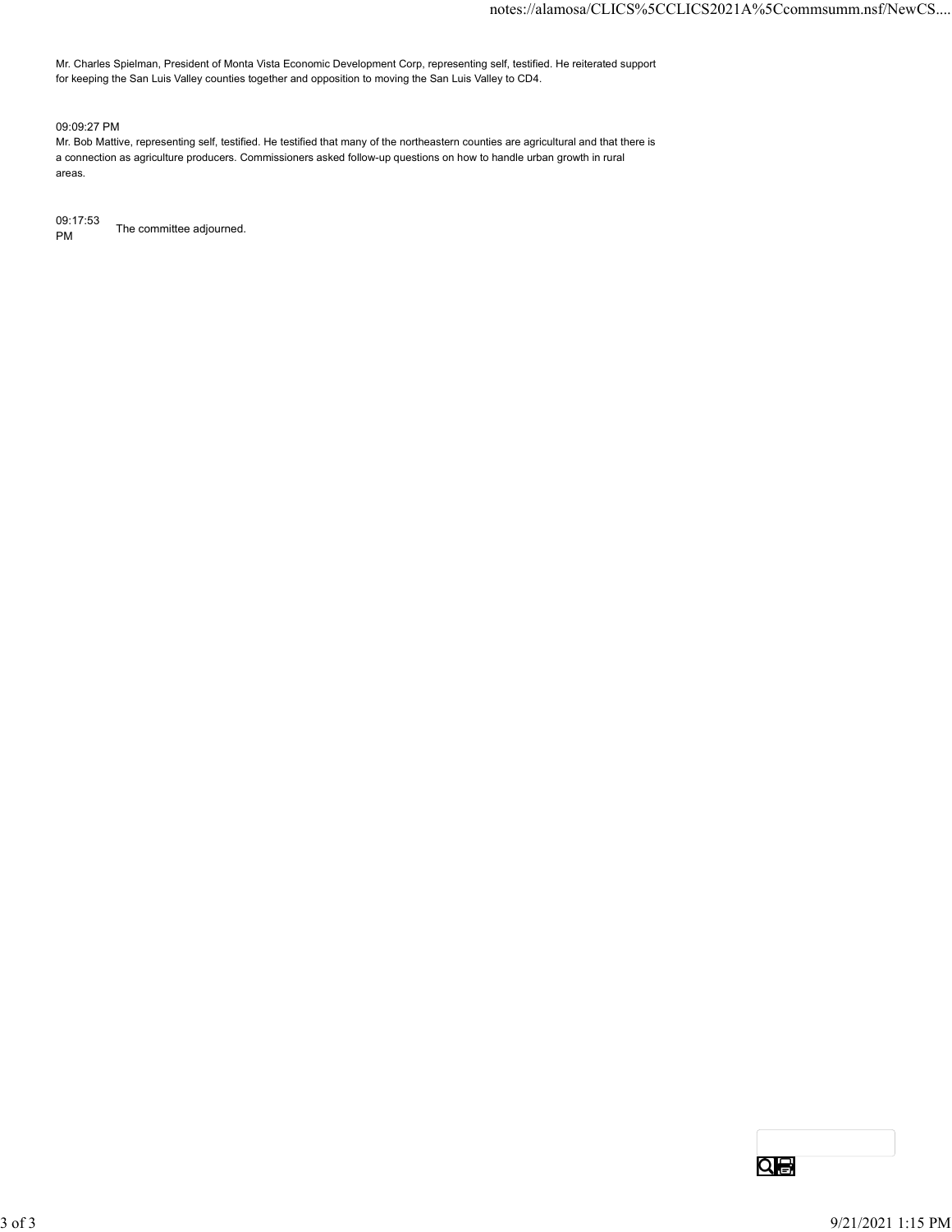Mr. Charles Spielman, President of Monta Vista Economic Development Corp, representing self, testified. He reiterated support for keeping the San Luis Valley counties together and opposition to moving the San Luis Valley to CD4.

09:09:27 PM

Mr. Bob Mattive, representing self, testified. He testified that many of the northeastern counties are agricultural and that there is a connection as agriculture producers. Commissioners asked follow-up questions on how to handle urban growth in rural areas.

09:17:53 PM — The committee adjourned.